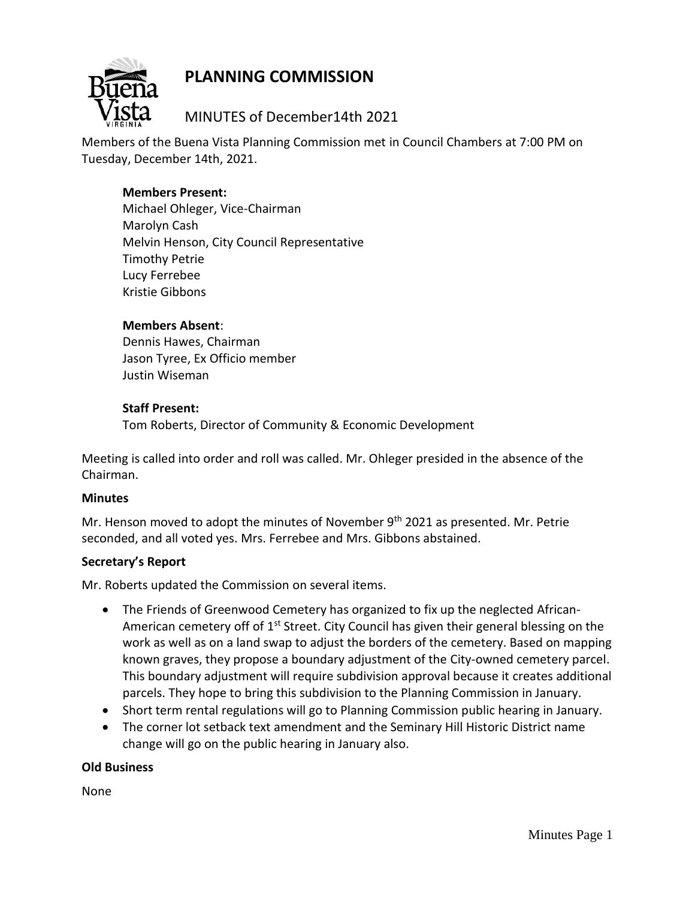# PLANNING COMMISSION

## MINUTES of December14th 2021

Members of the Buena Vista Planning Commission met in Council Chambers at 7:00 PM on Tuesday, December 14th, 2021.

**Members Present:**
Michael Ohleger, Vice-Chairman
Marolyn Cash
Melvin Henson, City Council Representative
Timothy Petrie
Lucy Ferrebee
Kristie Gibbons

**Members Absent**:
Dennis Hawes, Chairman
Jason Tyree, Ex Officio member
Justin Wiseman

**Staff Present:**
Tom Roberts, Director of Community & Economic Development

Meeting is called into order and roll was called. Mr. Ohleger presided in the absence of the Chairman.

**Minutes**

Mr. Henson moved to adopt the minutes of November 9th 2021 as presented. Mr. Petrie seconded, and all voted yes. Mrs. Ferrebee and Mrs. Gibbons abstained.

**Secretary's Report**

Mr. Roberts updated the Commission on several items.

- The Friends of Greenwood Cemetery has organized to fix up the neglected African-American cemetery off of 1st Street. City Council has given their general blessing on the work as well as on a land swap to adjust the borders of the cemetery. Based on mapping known graves, they propose a boundary adjustment of the City-owned cemetery parcel. This boundary adjustment will require subdivision approval because it creates additional parcels. They hope to bring this subdivision to the Planning Commission in January.
- Short term rental regulations will go to Planning Commission public hearing in January.
- The corner lot setback text amendment and the Seminary Hill Historic District name change will go on the public hearing in January also.

**Old Business**

None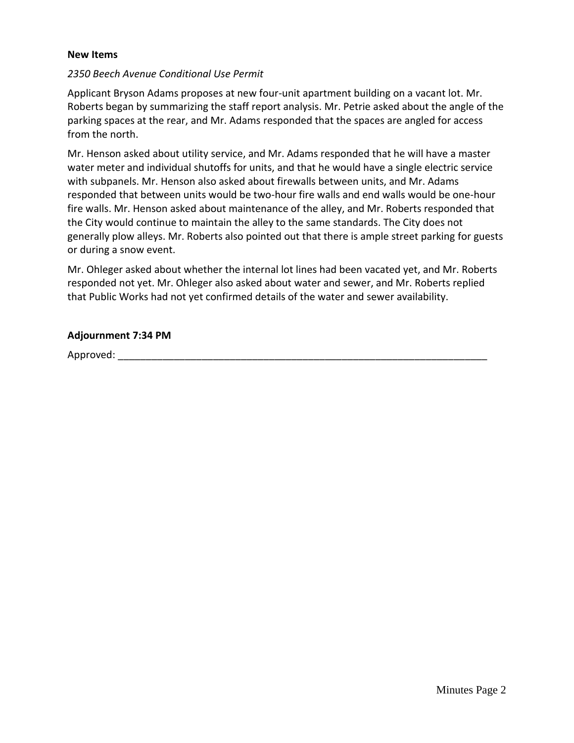**New Items**

*2350 Beech Avenue Conditional Use Permit*

Applicant Bryson Adams proposes at new four-unit apartment building on a vacant lot. Mr. Roberts began by summarizing the staff report analysis. Mr. Petrie asked about the angle of the parking spaces at the rear, and Mr. Adams responded that the spaces are angled for access from the north.

Mr. Henson asked about utility service, and Mr. Adams responded that he will have a master water meter and individual shutoffs for units, and that he would have a single electric service with subpanels. Mr. Henson also asked about firewalls between units, and Mr. Adams responded that between units would be two-hour fire walls and end walls would be one-hour fire walls. Mr. Henson asked about maintenance of the alley, and Mr. Roberts responded that the City would continue to maintain the alley to the same standards. The City does not generally plow alleys. Mr. Roberts also pointed out that there is ample street parking for guests or during a snow event.

Mr. Ohleger asked about whether the internal lot lines had been vacated yet, and Mr. Roberts responded not yet. Mr. Ohleger also asked about water and sewer, and Mr. Roberts replied that Public Works had not yet confirmed details of the water and sewer availability.

**Adjournment 7:34 PM**

Approved: ___________________________________________________________________